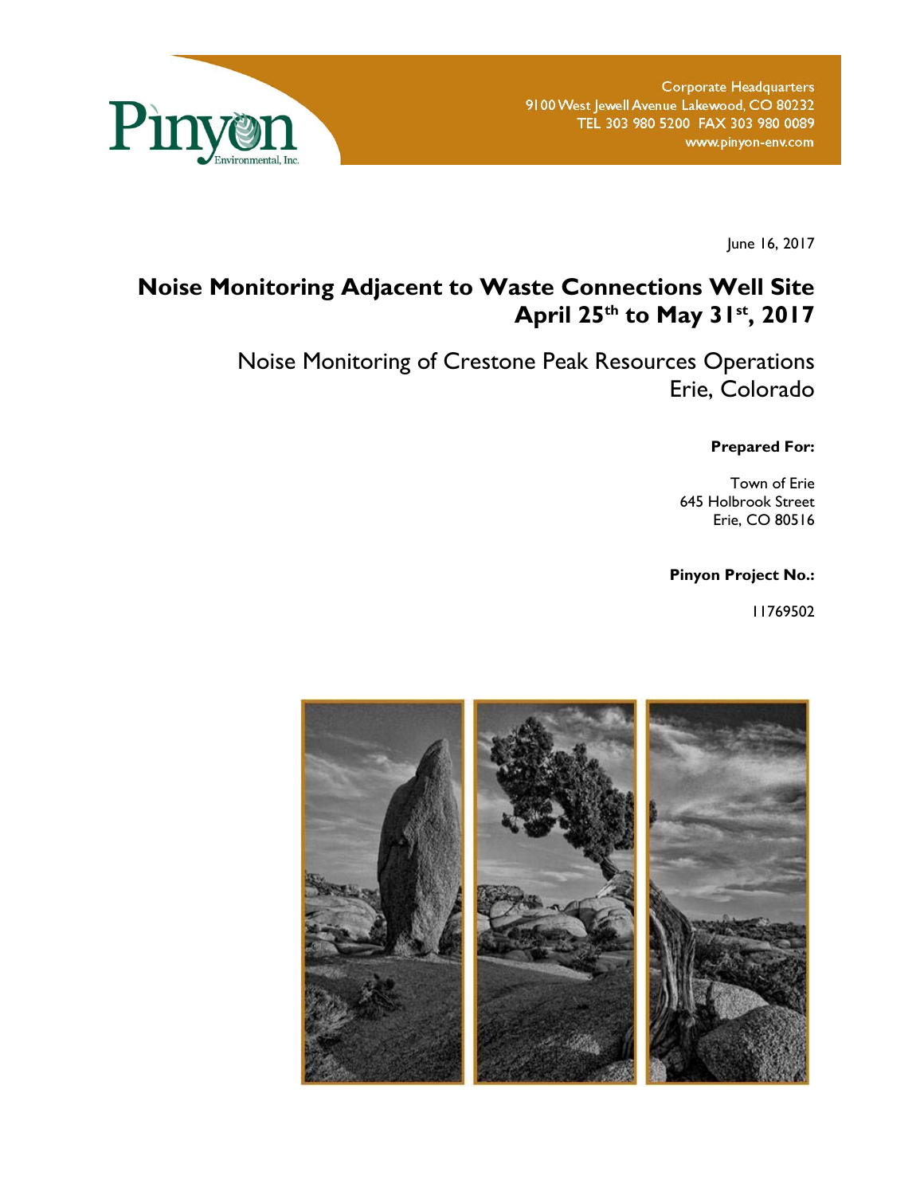Pinyon Environmental, Inc.

Corporate Headquarters
9100 West Jewell Avenue Lakewood, CO 80232
TEL 303 980 5200 FAX 303 980 0089
www.pinyon-env.com

June 16, 2017

# Noise Monitoring Adjacent to Waste Connections Well Site April 25th to May 31st, 2017

## Noise Monitoring of Crestone Peak Resources Operations Erie, Colorado

**Prepared For:**

Town of Erie
645 Holbrook Street
Erie, CO 80516

**Pinyon Project No.:**

11769502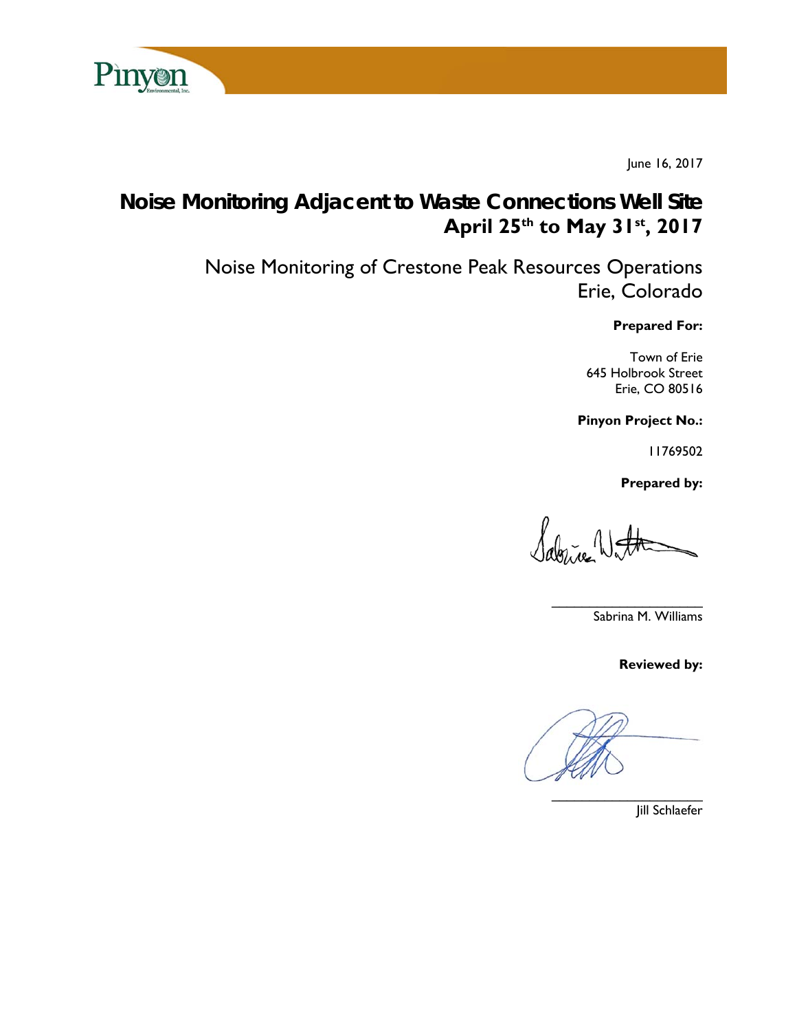June 16, 2017

# Noise Monitoring Adjacent to Waste Connections Well Site April 25th to May 31st, 2017

## Noise Monitoring of Crestone Peak Resources Operations Erie, Colorado

**Prepared For:**

Town of Erie
645 Holbrook Street
Erie, CO 80516

**Pinyon Project No.:**

11769502

**Prepared by:**

\_\_\_\_\_\_\_\_\_\_\_\_\_\_\_\_\_\_\_\_\_\_\_\_
Sabrina M. Williams

**Reviewed by:**

\_\_\_\_\_\_\_\_\_\_\_\_\_\_\_\_\_\_\_\_\_\_\_\_
Jill Schlaefer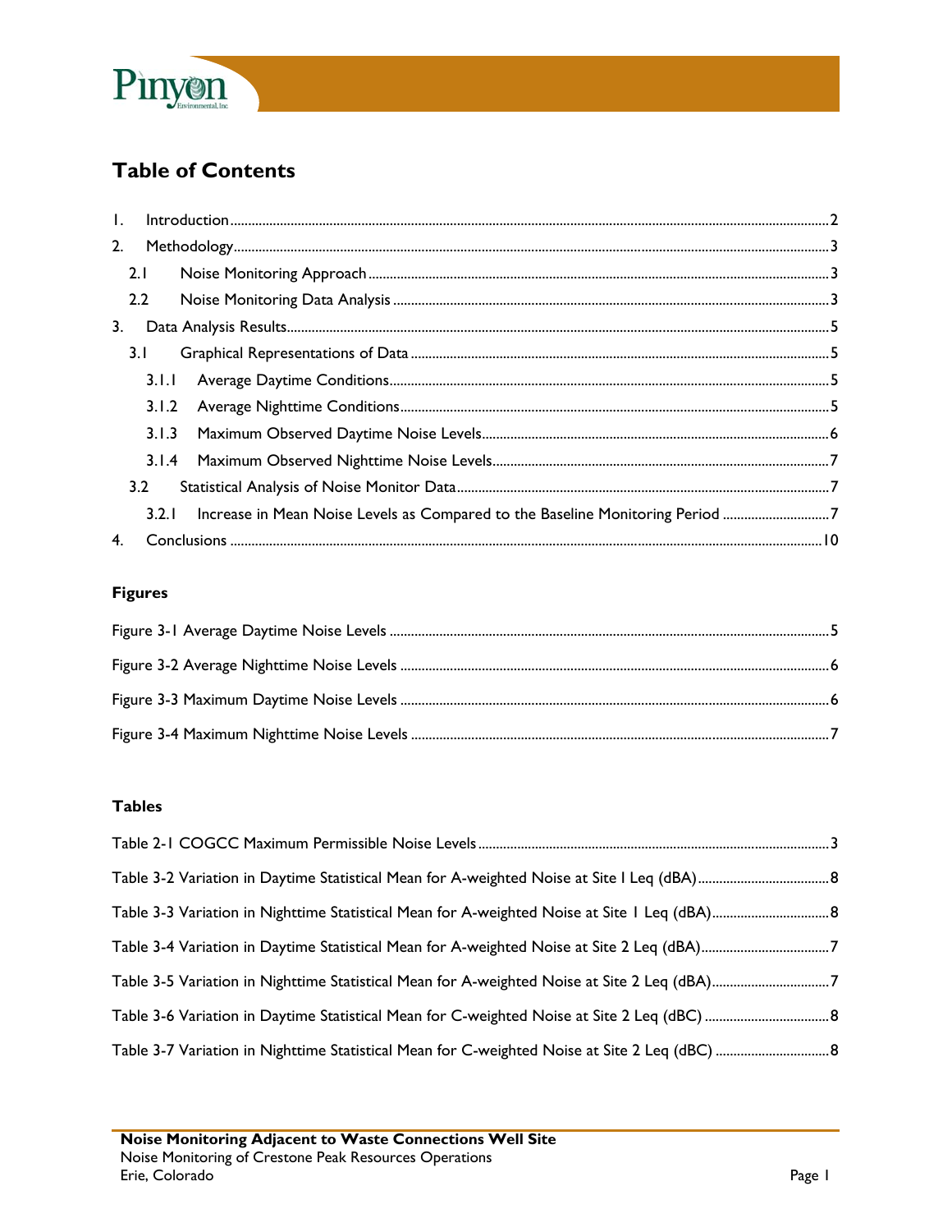# Table of Contents

1. Introduction ........ 2
2. Methodology ........ 3
   - 2.1 Noise Monitoring Approach ........ 3
   - 2.2 Noise Monitoring Data Analysis ........ 3
3. Data Analysis Results ........ 5
   - 3.1 Graphical Representations of Data ........ 5
     - 3.1.1 Average Daytime Conditions ........ 5
     - 3.1.2 Average Nighttime Conditions ........ 5
     - 3.1.3 Maximum Observed Daytime Noise Levels ........ 6
     - 3.1.4 Maximum Observed Nighttime Noise Levels ........ 7
   - 3.2 Statistical Analysis of Noise Monitor Data ........ 7
     - 3.2.1 Increase in Mean Noise Levels as Compared to the Baseline Monitoring Period ........ 7
4. Conclusions ........ 10

### Figures

Figure 3-1 Average Daytime Noise Levels ........ 5

Figure 3-2 Average Nighttime Noise Levels ........ 6

Figure 3-3 Maximum Daytime Noise Levels ........ 6

Figure 3-4 Maximum Nighttime Noise Levels ........ 7

### Tables

Table 2-1 COGCC Maximum Permissible Noise Levels ........ 3

Table 3-2 Variation in Daytime Statistical Mean for A-weighted Noise at Site I Leq (dBA) ........ 8

Table 3-3 Variation in Nighttime Statistical Mean for A-weighted Noise at Site 1 Leq (dBA) ........ 8

Table 3-4 Variation in Daytime Statistical Mean for A-weighted Noise at Site 2 Leq (dBA) ........ 7

Table 3-5 Variation in Nighttime Statistical Mean for A-weighted Noise at Site 2 Leq (dBA) ........ 7

Table 3-6 Variation in Daytime Statistical Mean for C-weighted Noise at Site 2 Leq (dBC) ........ 8

Table 3-7 Variation in Nighttime Statistical Mean for C-weighted Noise at Site 2 Leq (dBC) ........ 8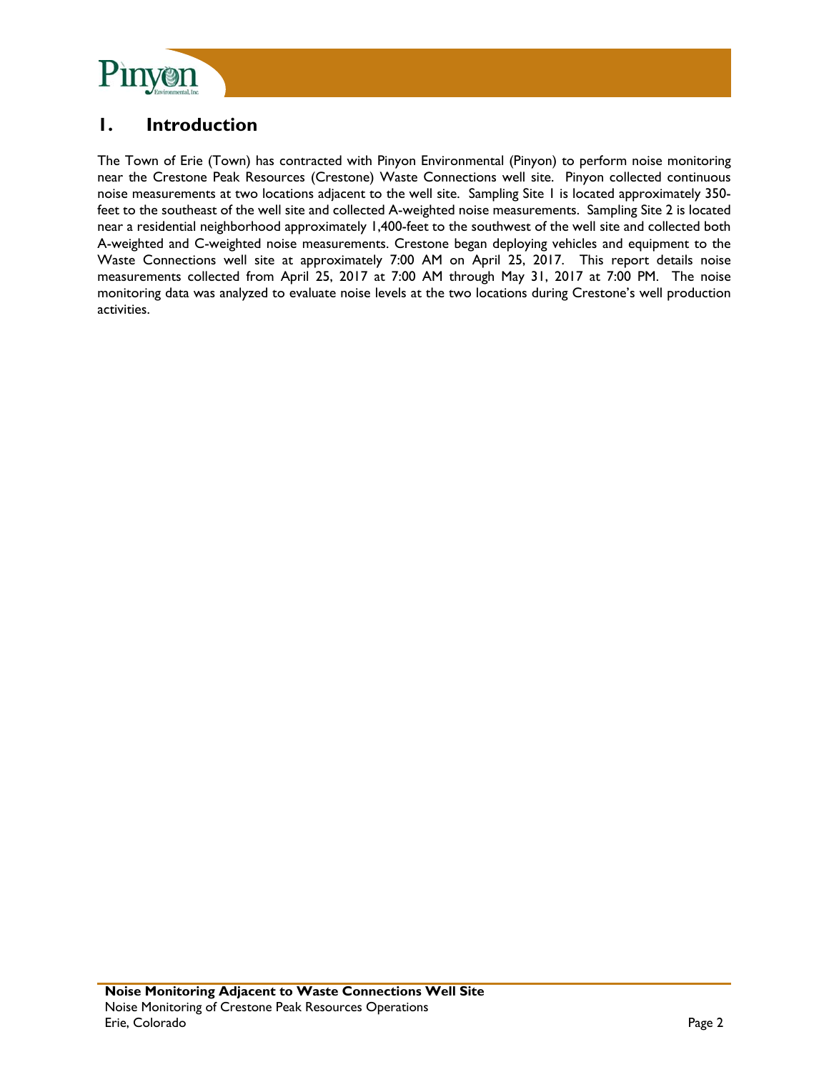# 1. Introduction

The Town of Erie (Town) has contracted with Pinyon Environmental (Pinyon) to perform noise monitoring near the Crestone Peak Resources (Crestone) Waste Connections well site. Pinyon collected continuous noise measurements at two locations adjacent to the well site. Sampling Site 1 is located approximately 350-feet to the southeast of the well site and collected A-weighted noise measurements. Sampling Site 2 is located near a residential neighborhood approximately 1,400-feet to the southwest of the well site and collected both A-weighted and C-weighted noise measurements. Crestone began deploying vehicles and equipment to the Waste Connections well site at approximately 7:00 AM on April 25, 2017. This report details noise measurements collected from April 25, 2017 at 7:00 AM through May 31, 2017 at 7:00 PM. The noise monitoring data was analyzed to evaluate noise levels at the two locations during Crestone's well production activities.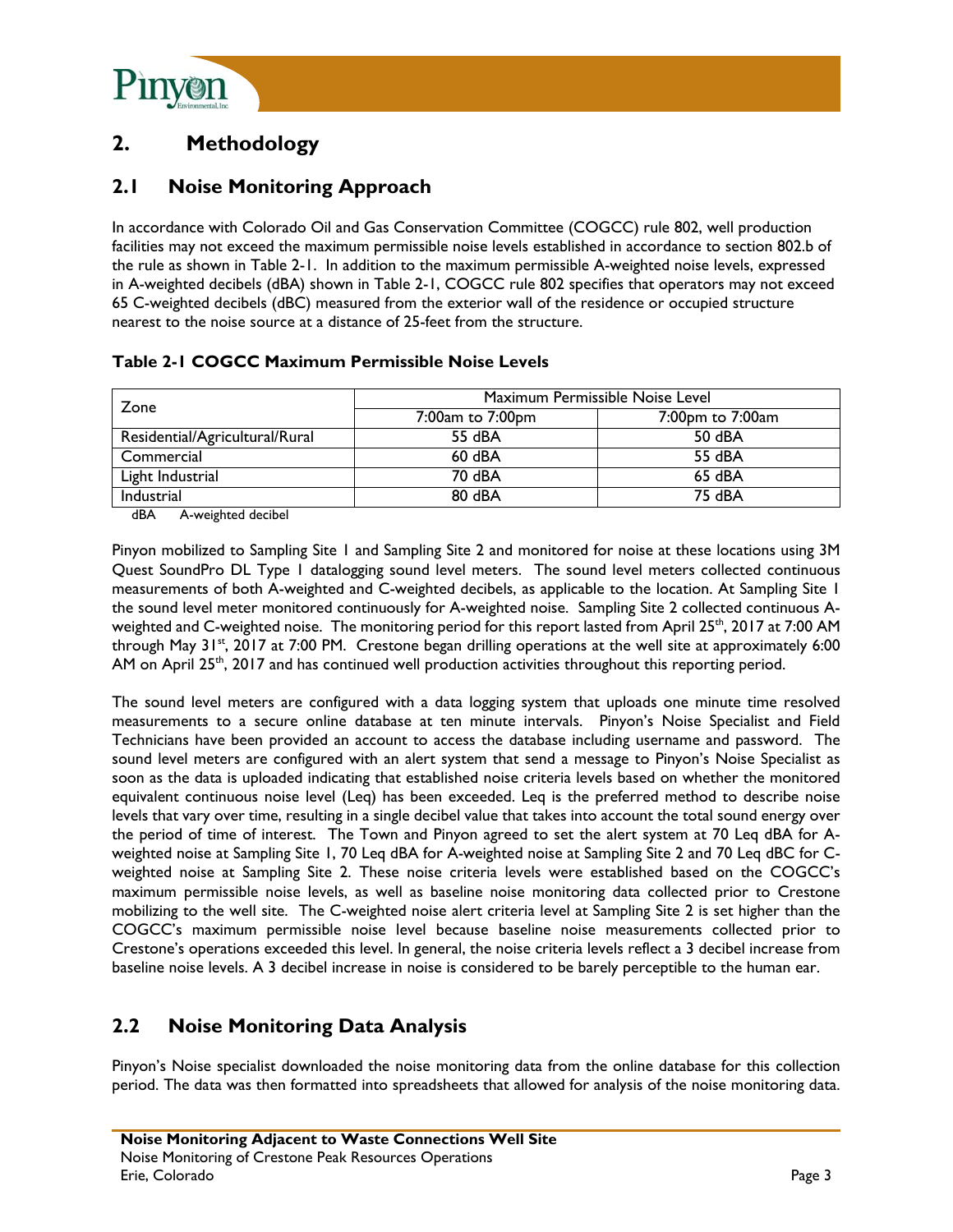## 2. Methodology

### 2.1 Noise Monitoring Approach

In accordance with Colorado Oil and Gas Conservation Committee (COGCC) rule 802, well production facilities may not exceed the maximum permissible noise levels established in accordance to section 802.b of the rule as shown in Table 2-1. In addition to the maximum permissible A-weighted noise levels, expressed in A-weighted decibels (dBA) shown in Table 2-1, COGCC rule 802 specifies that operators may not exceed 65 C-weighted decibels (dBC) measured from the exterior wall of the residence or occupied structure nearest to the noise source at a distance of 25-feet from the structure.

**Table 2-1 COGCC Maximum Permissible Noise Levels**

| Zone | Maximum Permissible Noise Level | |
|---|---|---|
| | 7:00am to 7:00pm | 7:00pm to 7:00am |
| Residential/Agricultural/Rural | 55 dBA | 50 dBA |
| Commercial | 60 dBA | 55 dBA |
| Light Industrial | 70 dBA | 65 dBA |
| Industrial | 80 dBA | 75 dBA |

dBA A-weighted decibel

Pinyon mobilized to Sampling Site 1 and Sampling Site 2 and monitored for noise at these locations using 3M Quest SoundPro DL Type 1 datalogging sound level meters. The sound level meters collected continuous measurements of both A-weighted and C-weighted decibels, as applicable to the location. At Sampling Site 1 the sound level meter monitored continuously for A-weighted noise. Sampling Site 2 collected continuous A-weighted and C-weighted noise. The monitoring period for this report lasted from April 25th, 2017 at 7:00 AM through May 31st, 2017 at 7:00 PM. Crestone began drilling operations at the well site at approximately 6:00 AM on April 25th, 2017 and has continued well production activities throughout this reporting period.

The sound level meters are configured with a data logging system that uploads one minute time resolved measurements to a secure online database at ten minute intervals. Pinyon's Noise Specialist and Field Technicians have been provided an account to access the database including username and password. The sound level meters are configured with an alert system that send a message to Pinyon's Noise Specialist as soon as the data is uploaded indicating that established noise criteria levels based on whether the monitored equivalent continuous noise level (Leq) has been exceeded. Leq is the preferred method to describe noise levels that vary over time, resulting in a single decibel value that takes into account the total sound energy over the period of time of interest. The Town and Pinyon agreed to set the alert system at 70 Leq dBA for A-weighted noise at Sampling Site 1, 70 Leq dBA for A-weighted noise at Sampling Site 2 and 70 Leq dBC for C-weighted noise at Sampling Site 2. These noise criteria levels were established based on the COGCC's maximum permissible noise levels, as well as baseline noise monitoring data collected prior to Crestone mobilizing to the well site. The C-weighted noise alert criteria level at Sampling Site 2 is set higher than the COGCC's maximum permissible noise level because baseline noise measurements collected prior to Crestone's operations exceeded this level. In general, the noise criteria levels reflect a 3 decibel increase from baseline noise levels. A 3 decibel increase in noise is considered to be barely perceptible to the human ear.

### 2.2 Noise Monitoring Data Analysis

Pinyon's Noise specialist downloaded the noise monitoring data from the online database for this collection period. The data was then formatted into spreadsheets that allowed for analysis of the noise monitoring data.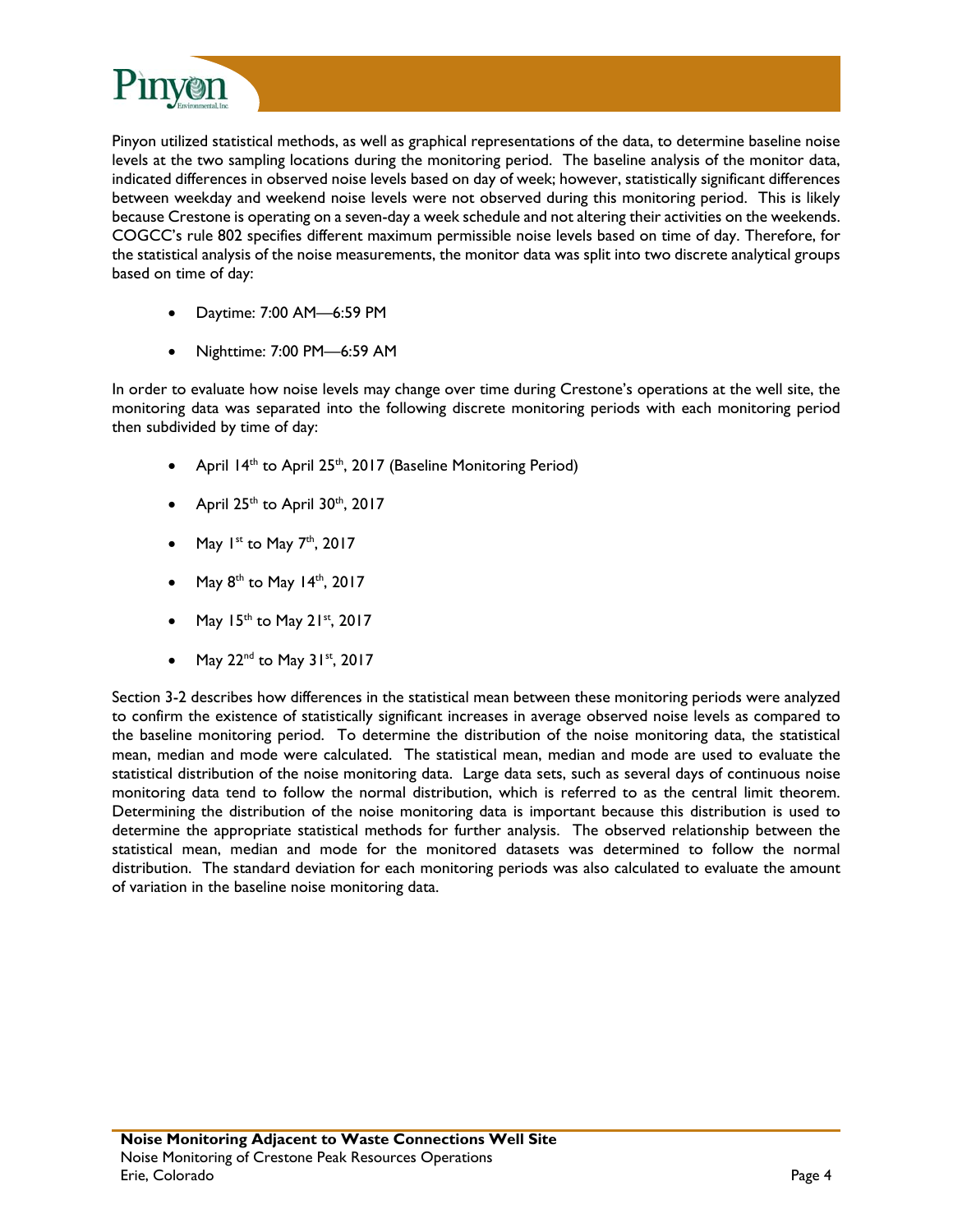Pinyon utilized statistical methods, as well as graphical representations of the data, to determine baseline noise levels at the two sampling locations during the monitoring period. The baseline analysis of the monitor data, indicated differences in observed noise levels based on day of week; however, statistically significant differences between weekday and weekend noise levels were not observed during this monitoring period. This is likely because Crestone is operating on a seven-day a week schedule and not altering their activities on the weekends. COGCC's rule 802 specifies different maximum permissible noise levels based on time of day. Therefore, for the statistical analysis of the noise measurements, the monitor data was split into two discrete analytical groups based on time of day:

- Daytime: 7:00 AM—6:59 PM
- Nighttime: 7:00 PM—6:59 AM

In order to evaluate how noise levels may change over time during Crestone's operations at the well site, the monitoring data was separated into the following discrete monitoring periods with each monitoring period then subdivided by time of day:

- April 14th to April 25th, 2017 (Baseline Monitoring Period)
- April 25th to April 30th, 2017
- May 1st to May 7th, 2017
- May 8th to May 14th, 2017
- May 15th to May 21st, 2017
- May 22nd to May 31st, 2017

Section 3-2 describes how differences in the statistical mean between these monitoring periods were analyzed to confirm the existence of statistically significant increases in average observed noise levels as compared to the baseline monitoring period. To determine the distribution of the noise monitoring data, the statistical mean, median and mode were calculated. The statistical mean, median and mode are used to evaluate the statistical distribution of the noise monitoring data. Large data sets, such as several days of continuous noise monitoring data tend to follow the normal distribution, which is referred to as the central limit theorem. Determining the distribution of the noise monitoring data is important because this distribution is used to determine the appropriate statistical methods for further analysis. The observed relationship between the statistical mean, median and mode for the monitored datasets was determined to follow the normal distribution. The standard deviation for each monitoring periods was also calculated to evaluate the amount of variation in the baseline noise monitoring data.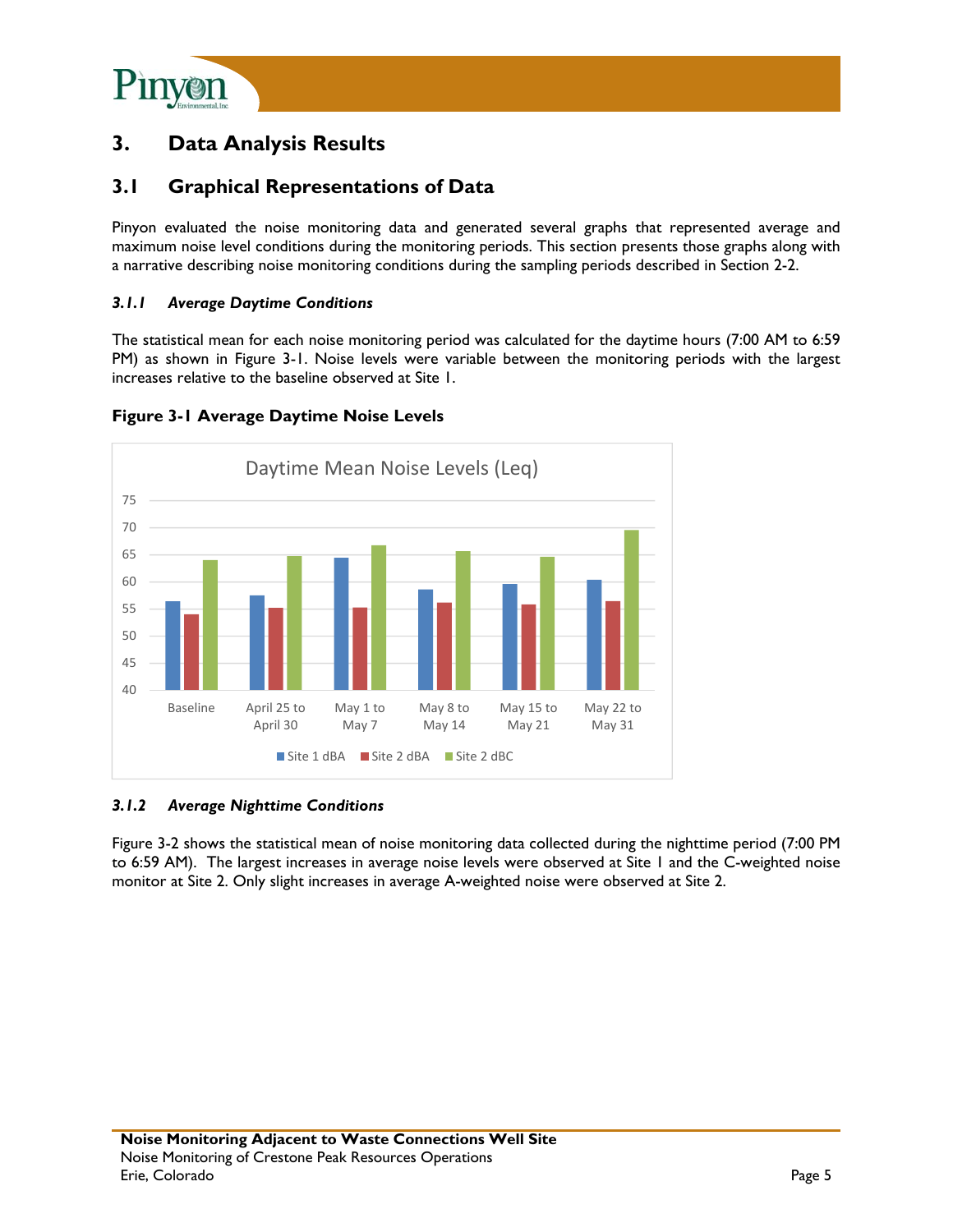# 3. Data Analysis Results

## 3.1 Graphical Representations of Data

Pinyon evaluated the noise monitoring data and generated several graphs that represented average and maximum noise level conditions during the monitoring periods. This section presents those graphs along with a narrative describing noise monitoring conditions during the sampling periods described in Section 2-2.

### *3.1.1 Average Daytime Conditions*

The statistical mean for each noise monitoring period was calculated for the daytime hours (7:00 AM to 6:59 PM) as shown in Figure 3-1. Noise levels were variable between the monitoring periods with the largest increases relative to the baseline observed at Site 1.

**Figure 3-1 Average Daytime Noise Levels**

Daytime Mean Noise Levels (Leq)

Site 1 dBA, Site 2 dBA, Site 2 dBC — Baseline; April 25 to April 30; May 1 to May 7; May 8 to May 14; May 15 to May 21; May 22 to May 31

### *3.1.2 Average Nighttime Conditions*

Figure 3-2 shows the statistical mean of noise monitoring data collected during the nighttime period (7:00 PM to 6:59 AM). The largest increases in average noise levels were observed at Site 1 and the C-weighted noise monitor at Site 2. Only slight increases in average A-weighted noise were observed at Site 2.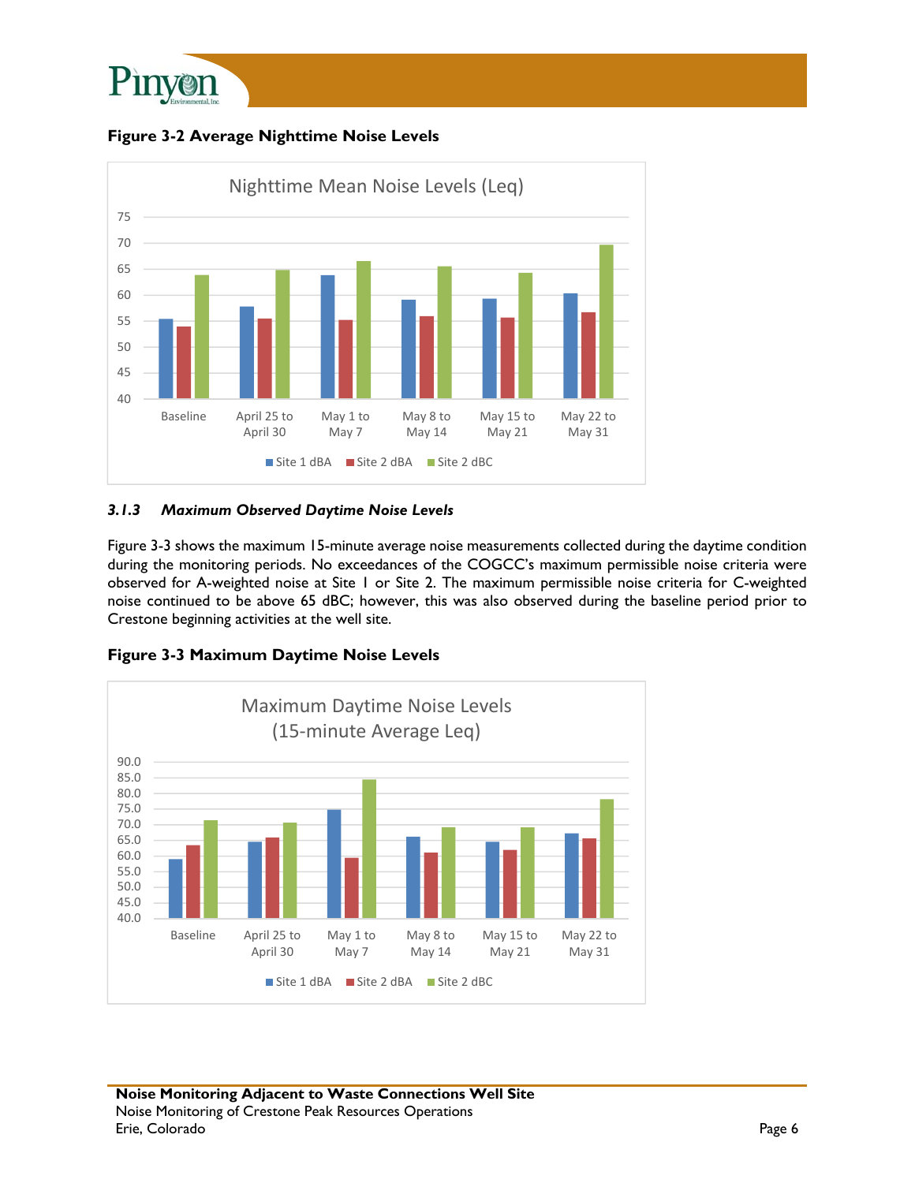**Figure 3-2 Average Nighttime Noise Levels**

### *3.1.3 Maximum Observed Daytime Noise Levels*

Figure 3-3 shows the maximum 15-minute average noise measurements collected during the daytime condition during the monitoring periods. No exceedances of the COGCC's maximum permissible noise criteria were observed for A-weighted noise at Site 1 or Site 2. The maximum permissible noise criteria for C-weighted noise continued to be above 65 dBC; however, this was also observed during the baseline period prior to Crestone beginning activities at the well site.

**Figure 3-3 Maximum Daytime Noise Levels**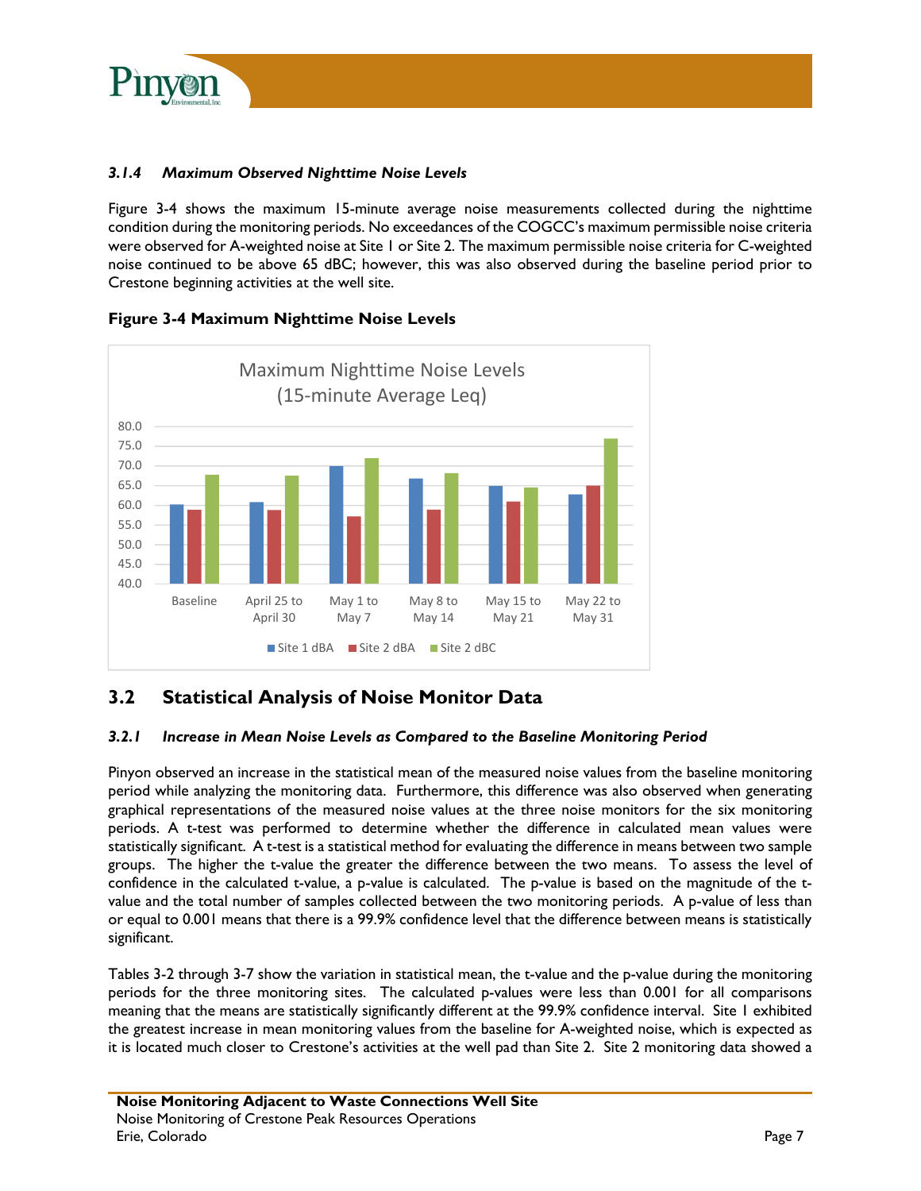### 3.1.4 Maximum Observed Nighttime Noise Levels

Figure 3-4 shows the maximum 15-minute average noise measurements collected during the nighttime condition during the monitoring periods. No exceedances of the COGCC's maximum permissible noise criteria were observed for A-weighted noise at Site 1 or Site 2. The maximum permissible noise criteria for C-weighted noise continued to be above 65 dBC; however, this was also observed during the baseline period prior to Crestone beginning activities at the well site.

**Figure 3-4 Maximum Nighttime Noise Levels**

## 3.2 Statistical Analysis of Noise Monitor Data

### 3.2.1 Increase in Mean Noise Levels as Compared to the Baseline Monitoring Period

Pinyon observed an increase in the statistical mean of the measured noise values from the baseline monitoring period while analyzing the monitoring data. Furthermore, this difference was also observed when generating graphical representations of the measured noise values at the three noise monitors for the six monitoring periods. A t-test was performed to determine whether the difference in calculated mean values were statistically significant. A t-test is a statistical method for evaluating the difference in means between two sample groups. The higher the t-value the greater the difference between the two means. To assess the level of confidence in the calculated t-value, a p-value is calculated. The p-value is based on the magnitude of the t-value and the total number of samples collected between the two monitoring periods. A p-value of less than or equal to 0.001 means that there is a 99.9% confidence level that the difference between means is statistically significant.

Tables 3-2 through 3-7 show the variation in statistical mean, the t-value and the p-value during the monitoring periods for the three monitoring sites. The calculated p-values were less than 0.001 for all comparisons meaning that the means are statistically significantly different at the 99.9% confidence interval. Site 1 exhibited the greatest increase in mean monitoring values from the baseline for A-weighted noise, which is expected as it is located much closer to Crestone's activities at the well pad than Site 2. Site 2 monitoring data showed a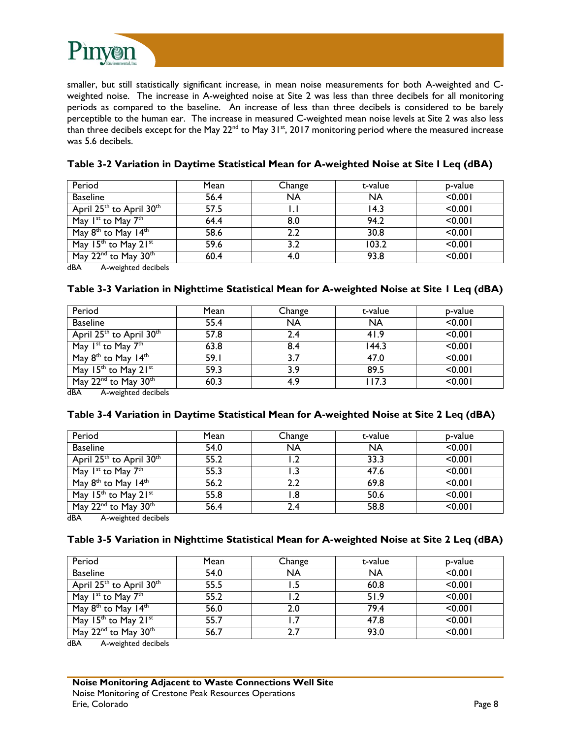smaller, but still statistically significant increase, in mean noise measurements for both A-weighted and C-weighted noise. The increase in A-weighted noise at Site 2 was less than three decibels for all monitoring periods as compared to the baseline. An increase of less than three decibels is considered to be barely perceptible to the human ear. The increase in measured C-weighted mean noise levels at Site 2 was also less than three decibels except for the May 22nd to May 31st, 2017 monitoring period where the measured increase was 5.6 decibels.

**Table 3-2 Variation in Daytime Statistical Mean for A-weighted Noise at Site I Leq (dBA)**

| Period | Mean | Change | t-value | p-value |
|---|---|---|---|---|
| Baseline | 56.4 | NA | NA | <0.001 |
| April 25th to April 30th | 57.5 | 1.1 | 14.3 | <0.001 |
| May 1st to May 7th | 64.4 | 8.0 | 94.2 | <0.001 |
| May 8th to May 14th | 58.6 | 2.2 | 30.8 | <0.001 |
| May 15th to May 21st | 59.6 | 3.2 | 103.2 | <0.001 |
| May 22nd to May 30th | 60.4 | 4.0 | 93.8 | <0.001 |

dBA A-weighted decibels

**Table 3-3 Variation in Nighttime Statistical Mean for A-weighted Noise at Site 1 Leq (dBA)**

| Period | Mean | Change | t-value | p-value |
|---|---|---|---|---|
| Baseline | 55.4 | NA | NA | <0.001 |
| April 25th to April 30th | 57.8 | 2.4 | 41.9 | <0.001 |
| May 1st to May 7th | 63.8 | 8.4 | 144.3 | <0.001 |
| May 8th to May 14th | 59.1 | 3.7 | 47.0 | <0.001 |
| May 15th to May 21st | 59.3 | 3.9 | 89.5 | <0.001 |
| May 22nd to May 30th | 60.3 | 4.9 | 117.3 | <0.001 |

dBA A-weighted decibels

**Table 3-4 Variation in Daytime Statistical Mean for A-weighted Noise at Site 2 Leq (dBA)**

| Period | Mean | Change | t-value | p-value |
|---|---|---|---|---|
| Baseline | 54.0 | NA | NA | <0.001 |
| April 25th to April 30th | 55.2 | 1.2 | 33.3 | <0.001 |
| May 1st to May 7th | 55.3 | 1.3 | 47.6 | <0.001 |
| May 8th to May 14th | 56.2 | 2.2 | 69.8 | <0.001 |
| May 15th to May 21st | 55.8 | 1.8 | 50.6 | <0.001 |
| May 22nd to May 30th | 56.4 | 2.4 | 58.8 | <0.001 |

dBA A-weighted decibels

**Table 3-5 Variation in Nighttime Statistical Mean for A-weighted Noise at Site 2 Leq (dBA)**

| Period | Mean | Change | t-value | p-value |
|---|---|---|---|---|
| Baseline | 54.0 | NA | NA | <0.001 |
| April 25th to April 30th | 55.5 | 1.5 | 60.8 | <0.001 |
| May 1st to May 7th | 55.2 | 1.2 | 51.9 | <0.001 |
| May 8th to May 14th | 56.0 | 2.0 | 79.4 | <0.001 |
| May 15th to May 21st | 55.7 | 1.7 | 47.8 | <0.001 |
| May 22nd to May 30th | 56.7 | 2.7 | 93.0 | <0.001 |

dBA A-weighted decibels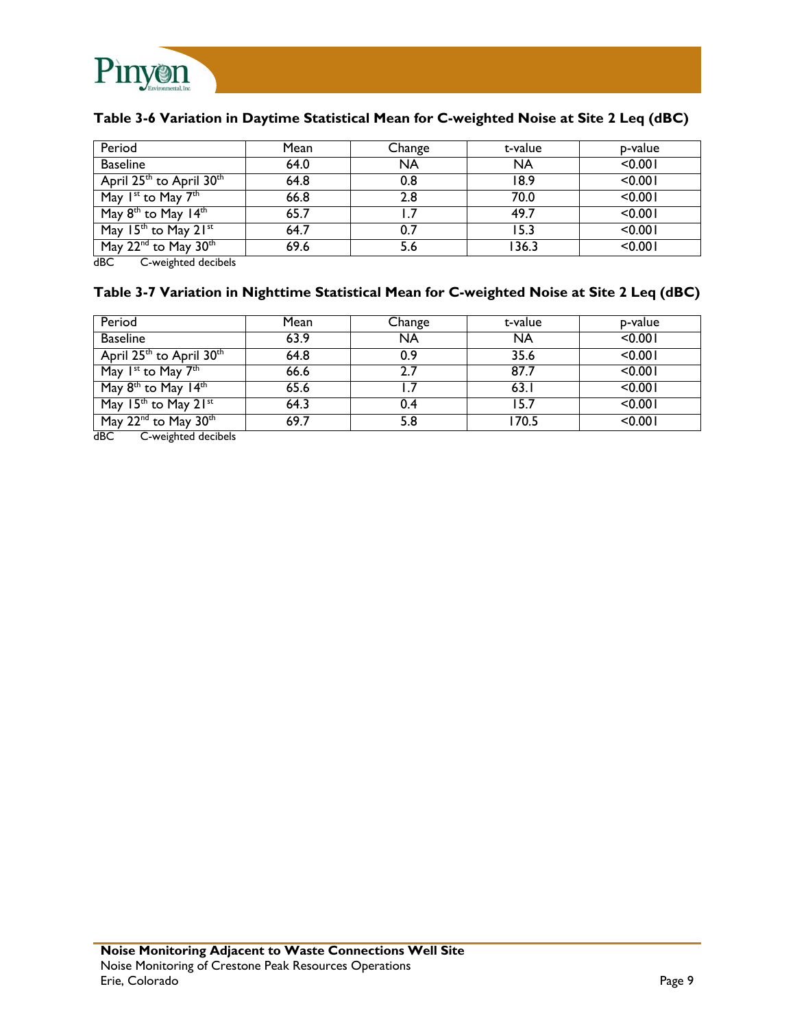### Table 3-6 Variation in Daytime Statistical Mean for C-weighted Noise at Site 2 Leq (dBC)

| Period | Mean | Change | t-value | p-value |
|---|---|---|---|---|
| Baseline | 64.0 | NA | NA | <0.001 |
| April 25th to April 30th | 64.8 | 0.8 | 18.9 | <0.001 |
| May 1st to May 7th | 66.8 | 2.8 | 70.0 | <0.001 |
| May 8th to May 14th | 65.7 | 1.7 | 49.7 | <0.001 |
| May 15th to May 21st | 64.7 | 0.7 | 15.3 | <0.001 |
| May 22nd to May 30th | 69.6 | 5.6 | 136.3 | <0.001 |

dBC C-weighted decibels

### Table 3-7 Variation in Nighttime Statistical Mean for C-weighted Noise at Site 2 Leq (dBC)

| Period | Mean | Change | t-value | p-value |
|---|---|---|---|---|
| Baseline | 63.9 | NA | NA | <0.001 |
| April 25th to April 30th | 64.8 | 0.9 | 35.6 | <0.001 |
| May 1st to May 7th | 66.6 | 2.7 | 87.7 | <0.001 |
| May 8th to May 14th | 65.6 | 1.7 | 63.1 | <0.001 |
| May 15th to May 21st | 64.3 | 0.4 | 15.7 | <0.001 |
| May 22nd to May 30th | 69.7 | 5.8 | 170.5 | <0.001 |

dBC C-weighted decibels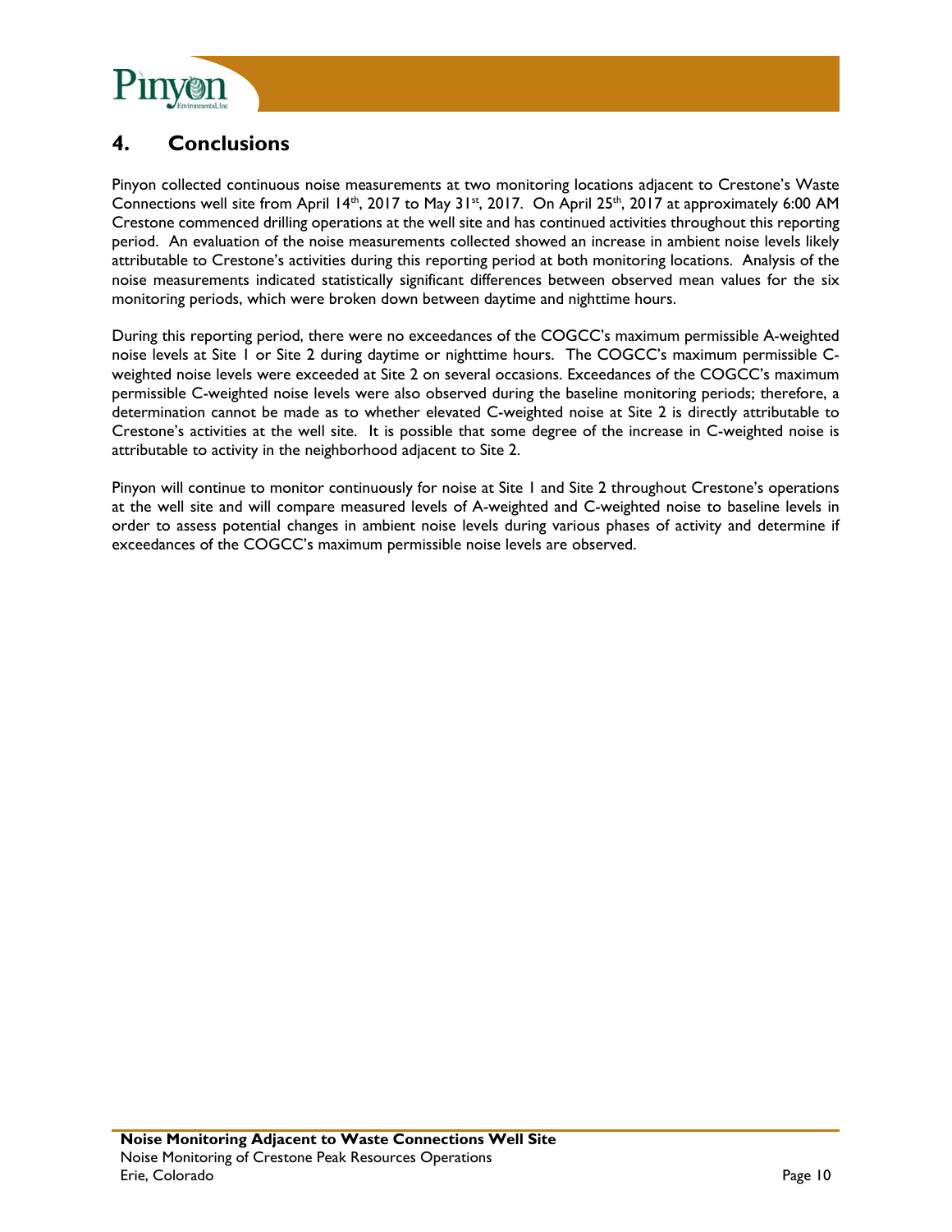## 4. Conclusions

Pinyon collected continuous noise measurements at two monitoring locations adjacent to Crestone's Waste Connections well site from April 14th, 2017 to May 31st, 2017. On April 25th, 2017 at approximately 6:00 AM Crestone commenced drilling operations at the well site and has continued activities throughout this reporting period. An evaluation of the noise measurements collected showed an increase in ambient noise levels likely attributable to Crestone's activities during this reporting period at both monitoring locations. Analysis of the noise measurements indicated statistically significant differences between observed mean values for the six monitoring periods, which were broken down between daytime and nighttime hours.

During this reporting period, there were no exceedances of the COGCC's maximum permissible A-weighted noise levels at Site 1 or Site 2 during daytime or nighttime hours. The COGCC's maximum permissible C-weighted noise levels were exceeded at Site 2 on several occasions. Exceedances of the COGCC's maximum permissible C-weighted noise levels were also observed during the baseline monitoring periods; therefore, a determination cannot be made as to whether elevated C-weighted noise at Site 2 is directly attributable to Crestone's activities at the well site. It is possible that some degree of the increase in C-weighted noise is attributable to activity in the neighborhood adjacent to Site 2.

Pinyon will continue to monitor continuously for noise at Site 1 and Site 2 throughout Crestone's operations at the well site and will compare measured levels of A-weighted and C-weighted noise to baseline levels in order to assess potential changes in ambient noise levels during various phases of activity and determine if exceedances of the COGCC's maximum permissible noise levels are observed.